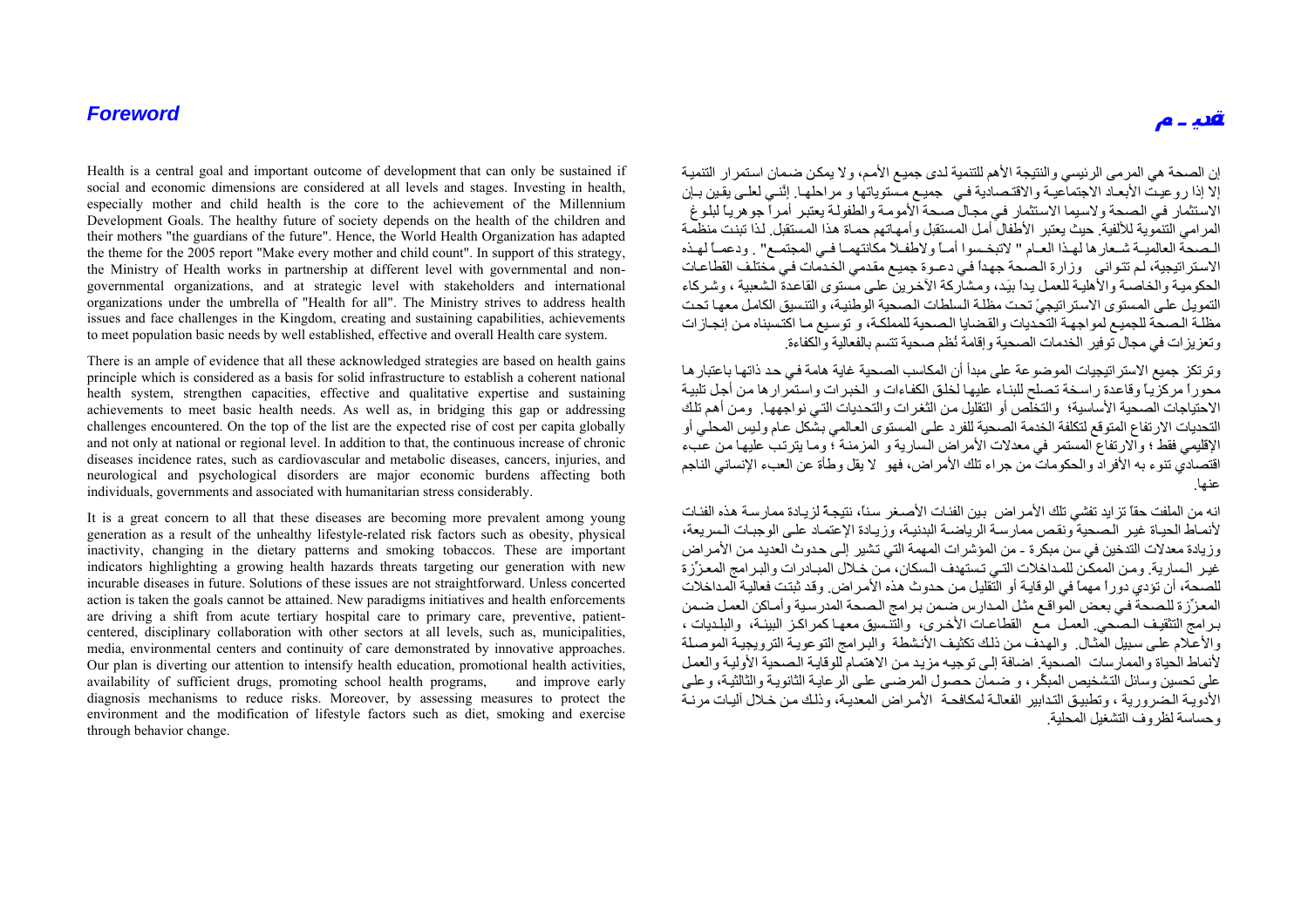# Foreword

Health is a central goal and important outcome of development that can only be sustained if social and economic dimensions are considered at all levels and stages. Investing in health, especially mother and child health is the core to the achievement of the Millennium Development Goals. The healthy future of society depends on the health of the children and their mothers "the guardians of the future". Hence, the World Health Organization has adapted the theme for the 2005 report "Make every mother and child count". In support of this strategy, the Ministry of Health works in partnership at different level with governmental and non-governmental organizations, and at strategic level with stakeholders and international organizations under the umbrella of "Health for all". The Ministry strives to address health issues and face challenges in the Kingdom, creating and sustaining capabilities, achievements to meet population basic needs by well established, effective and overall Health care system.

There is an ample of evidence that all these acknowledged strategies are based on health gains principle which is considered as a basis for solid infrastructure to establish a coherent national health system, strengthen capacities, effective and qualitative expertise and sustaining achievements to meet basic health needs. As well as, in bridging this gap or addressing challenges encountered. On the top of the list are the expected rise of cost per capita globally and not only at national or regional level. In addition to that, the continuous increase of chronic diseases incidence rates, such as cardiovascular and metabolic diseases, cancers, injuries, and neurological and psychological disorders are major economic burdens affecting both individuals, governments and associated with humanitarian stress considerably.

It is a great concern to all that these diseases are becoming more prevalent among young generation as a result of the unhealthy lifestyle-related risk factors such as obesity, physical inactivity, changing in the dietary patterns and smoking tobaccos. These are important indicators highlighting a growing health hazards threats targeting our generation with new incurable diseases in future. Solutions of these issues are not straightforward. Unless concerted action is taken the goals cannot be attained. New paradigms initiatives and health enforcements are driving a shift from acute tertiary hospital care to primary care, preventive, patient-centered, disciplinary collaboration with other sectors at all levels, such as, municipalities, media, environmental centers and continuity of care demonstrated by innovative approaches. Our plan is diverting our attention to intensify health education, promotional health activities, availability of sufficient drugs, promoting school health programs, and improve early diagnosis mechanisms to reduce risks. Moreover, by assessing measures to protect the environment and the modification of lifestyle factors such as diet, smoking and exercise through behavior change.

# تقديـــم

إن الصحة هي المرمى الرئيسي والنتيجة الأهم للتنمية لدى جميع الأمم، ولا يمكن ضمان استمرار التنمية إلا إذا روعيت الأبعاد الاجتماعية والاقتصادية في جميع مستوياتها و مراحلها. إنَّني لعلى يقين بأن الاستثمار في الصحة ولاسيما الاستثمار في مجال صحة الأمومة والطفولة يعتبر أمراً جوهرياً لبلوغ المرامي التنموية للألفية. حيث يعتبر الأطفال أمل المستقبل وأمهاتهم حماة هذا المستقبل. لذا تبنت منظمة الصحة العالمية شعارها لهذا العام " لاتبخسوا أماً ولاطفلا مكانتهما في المجتمع" . ودعماً لهذه الاستراتيجية، لم تتوانى وزارة الصحة جهداً في دعوة جميع مقدمي الخدمات في مختلف القطاعات الحكومية والخاصة والأهلية للعمل يداً بيَد، ومشاركة الآخرين على مستوى القاعدة الشعبية ، وشركاء التمويل على المستوى الاستراتيجيّ تحت مظلة السلطات الصحية الوطنية، والتنسيق الكامل معها تحت مظلة الصحة للجميع لمواجهة التحديات والقضايا الصحية للمملكة، و توسيع ما اكتسبناه من إنجازات وتعزيزات في مجال توفير الخدمات الصحية وإقامة نُظم صحية تتسم بالفعالية والكفاءة.

وترتكز جميع الاستراتيجيات الموضوعة على مبدأ أن المكاسب الصحية غاية هامة في حد ذاتها باعتبارها محوراً مركزياً وقاعدة راسخة تصلح للبناء عليها لخلق الكفاءات و الخبرات واستمرارها من أجل تلبية الاحتياجات الصحية الأساسية؛ والتخلص أو التقليل من الثغرات والتحديات التي نواجهها. ومن أهم تلك التحديات الارتفاع المتوقع لتكلفة الخدمة الصحية للفرد على المستوى العالمي بشكل عام وليس المحلي أو الإقليمي فقط ؛ والارتفاع المستمر في معدلات الأمراض السارية و المزمنة ؛ وما يترتب عليها من عبء اقتصادي تنوء به الأفراد والحكومات من جراء تلك الأمراض، فهو لا يقل وطأة عن العبء الإنساني الناجم عنها.

انه من الملفت حقاً تزايد تفشي تلك الأمراض بين الفئات الأصغر سناً، نتيجة لزيادة ممارسة هذه الفئات لأنماط الحياة غير الصحية ونقص ممارسة الرياضة البدنية، وزيادة الإعتماد على الوجبات السريعة، وزيادة معدلات التدخين في سن مبكرة - من المؤشرات المهمة التي تشير إلى حدوث العديد من الأمراض غير السارية. ومن الممكن للمداخلات التي تستهدف السكان، من خلال المبادرات والبرامج المعزِّزة للصحة، أن تؤدي دوراً مهماً في الوقاية أو التقليل من حدوث هذه الأمراض. وقد ثبتت فعالية المداخلات المعزِّزة للصحة في بعض المواقع مثل المدارس ضمن برامج الصحة المدرسية وأماكن العمل ضمن برامج التثقيف الصحي. العمل مع القطاعات الأخرى، والتنسيق معها كمراكز البيئة، والبلديات ، والأعلام على سبيل المثال. والهدف من ذلك تكثيف الأنشطة والبرامج التوعوية الترويجية الموصلة لأنماط الحياة والممارسات الصحية. اضافة إلى توجيه مزيد من الاهتمام للوقاية الصحية الأولية والعمل على تحسين وسائل التشخيص المبكّر، و ضمان حصول المرضى على الرعاية الثانوية والثالثية، وعلى الأدوية الضرورية ، وتطبيق التدابير الفعالة لمكافحة الأمراض المعدية، وذلك من خلال آليات مرنة وحساسة لظروف التشغيل المحلية.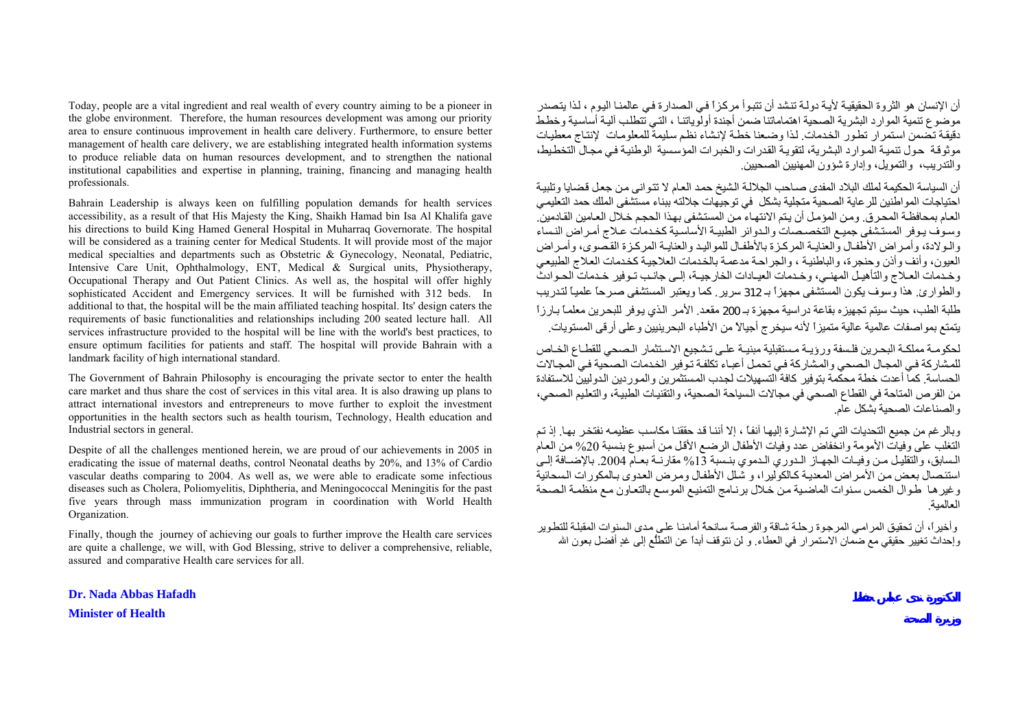Today, people are a vital ingredient and real wealth of every country aiming to be a pioneer in the globe environment. Therefore, the human resources development was among our priority area to ensure continuous improvement in health care delivery. Furthermore, to ensure better management of health care delivery, we are establishing integrated health information systems to produce reliable data on human resources development, and to strengthen the national institutional capabilities and expertise in planning, training, financing and managing health professionals.

Bahrain Leadership is always keen on fulfilling population demands for health services accessibility, as a result of that His Majesty the King, Shaikh Hamad bin Isa Al Khalifa gave his directions to build King Hamed General Hospital in Muharraq Governorate. The hospital will be considered as a training center for Medical Students. It will provide most of the major medical specialties and departments such as Obstetric & Gynecology, Neonatal, Pediatric, Intensive Care Unit, Ophthalmology, ENT, Medical & Surgical units, Physiotherapy, Occupational Therapy and Out Patient Clinics. As well as, the hospital will offer highly sophisticated Accident and Emergency services. It will be furnished with 312 beds. In additional to that, the hospital will be the main affiliated teaching hospital. Its' design caters the requirements of basic functionalities and relationships including 200 seated lecture hall. All services infrastructure provided to the hospital will be line with the world's best practices, to ensure optimum facilities for patients and staff. The hospital will provide Bahrain with a landmark facility of high international standard.

The Government of Bahrain Philosophy is encouraging the private sector to enter the health care market and thus share the cost of services in this vital area. It is also drawing up plans to attract international investors and entrepreneurs to move further to exploit the investment opportunities in the health sectors such as health tourism, Technology, Health education and Industrial sectors in general.

Despite of all the challenges mentioned herein, we are proud of our achievements in 2005 in eradicating the issue of maternal deaths, control Neonatal deaths by 20%, and 13% of Cardio vascular deaths comparing to 2004. As well as, we were able to eradicate some infectious diseases such as Cholera, Poliomyelitis, Diphtheria, and Meningococcal Meningitis for the past five years through mass immunization program in coordination with World Health Organization.

Finally, though the journey of achieving our goals to further improve the Health care services are quite a challenge, we will, with God Blessing, strive to deliver a comprehensive, reliable, assured and comparative Health care services for all.

**Dr. Nada Abbas Hafadh**

**Minister of Health**

أن الإنسان هو الثروة الحقيقية لأية دولة تنشد أن تتبوأ مركزاً في الصدارة في عالمنا اليوم ، لذا يتصدر موضوع تنمية الموارد البشرية الصحية اهتماماتنا ضمن أجندة أولوياتنا ، التي تتطلب آلية أساسية وخطط دقيقة تضمن استمرار تطور الخدمات. لذا وضعنا خطة لإنشاء نظم سليمة للمعلومات لإنتاج معطيات موثوقة حول تنمية الموارد البشرية، لتقوية القدرات والخبرات المؤسسية الوطنية في مجال التخطيط، والتدريب، والتمويل، وإدارة شؤون المهنيين الصحيين.

أن السياسة الحكيمة لملك البلاد المفدى صاحب الجلالة الشيخ حمد العام لا تتوانى من جعل قضايا وتلبية احتياجات المواطنين للرعاية الصحية متجلية بشكل في توجيهات جلالته ببناء مستشفى الملك حمد التعليمي العام بمحافظة المحرق. ومن المؤمل أن يتم الانتهاء من المستشفى بهذا الحجم خلال العامين القادمين. وسوف يوفر المستشفى جميع التخصصات والدوائر الطبية الأساسية كخدمات علاج أمراض النساء والولادة، وأمراض الأطفال والعناية المركزة بالأطفال للمواليد والعناية المركزة القصوى، وأمراض العيون، وأنف وأذن وحنجرة، والباطنية ، والجراحة مدعمة بالخدمات العلاجية كخدمات العلاج الطبيعي وخدمات العلاج والتأهيل المهني، وخدمات العيادات الخارجية، إلى جانب توفير خدمات الحوادث والطوارئ. هذا وسوف يكون المستشفى مجهزاً بـ 312 سرير. كما ويعتبر المستشفى صرحاً علمياً لتدريب طلبة الطب، حيث سيتم تجهيزه بقاعة دراسية مجهزة بـ 200 مقعد. الأمر الذي يوفر للبحرين معلماً بارزاً يتمتع بمواصفات عالمية عالية متميزاً لأنه سيخرج أجيالاً من الأطباء البحرينيين وعلى أرقى المستويات.

لحكومة مملكة البحرين فلسفة ورؤية مستقبلية مبنية على تشجيع الاستثمار الصحي للقطاع الخاص للمشاركة في المجال الصحي والمشاركة في تحمل أعباء تكلفة توفير الخدمات الصحية في المجالات الحساسة. كما أعدت خطة محكمة بتوفير كافة التسهيلات لجذب المستثمرين والموردين الدوليين للاستفادة من الفرص المتاحة في القطاع الصحي في مجالات السياحة الصحية، والتقنيات الطبية، والتعليم الصحي، والصناعات الصحية بشكل عام.

وبالرغم من جميع التحديات التي تم الإشارة إليها آنفاً ، إلا أننا قد حققنا مكاسب عظيمه نفتخر بها. إذ تم التغلب على وفيات الأمومة وانخفاض عدد وفيات الأطفال الرضع الأقل من أسبوع بنسبة 20% من العام السابق، والتقليل من وفيات الجهاز الدوري الدموي بنسبة 13% مقارنة بعام 2004. بالإضافة إلى استئصال بعض من الأمراض المعدية كالكوليرا، و شلل الأطفال ومرض العدوى بالمكورات السحائية وغيرها طوال الخمس سنوات الماضية من خلال برنامج التمنيع الموسع بالتعاون مع منظمة الصحة العالمية.

وأخيراً، أن تحقيق المرامي المرجوة رحلة شاقة والفرصة سانحة أمامنا على مدى السنوات المقبلة للتطوير وإحداث تغيير حقيقي مع ضمان الاستمرار في العطاء. و لن نتوقف أبداً عن التطلّع إلى غدٍ أفضل بعون الله

**الدكتورة ندى عباس حفاظ**

**وزيرة الصحة**